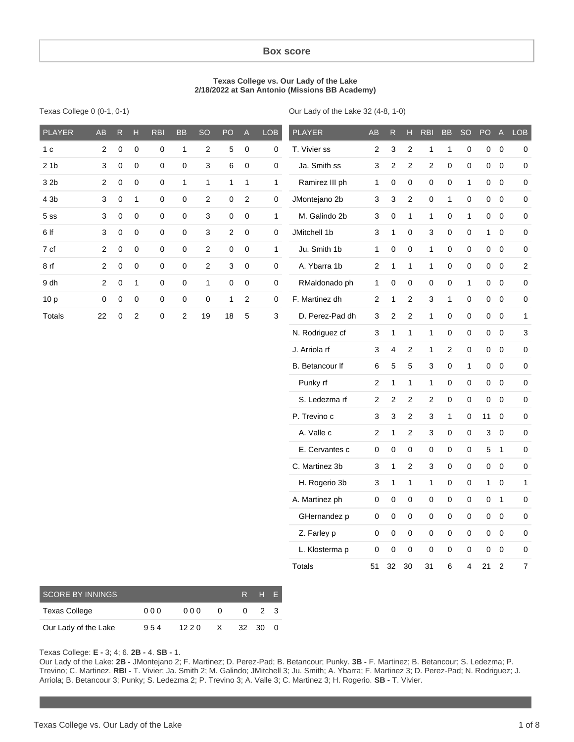## Box score

**Texas College vs. Our Lady of the Lake**
**2/18/2022 at San Antonio (Missions BB Academy)**

Texas College 0 (0-1, 0-1)

| PLAYER | AB | R | H | RBI | BB | SO | PO | A | LOB |
|---|---|---|---|---|---|---|---|---|---|
| 1 c | 2 | 0 | 0 | 0 | 1 | 2 | 5 | 0 | 0 |
| 2 1b | 3 | 0 | 0 | 0 | 0 | 3 | 6 | 0 | 0 |
| 3 2b | 2 | 0 | 0 | 0 | 1 | 1 | 1 | 1 | 1 |
| 4 3b | 3 | 0 | 1 | 0 | 0 | 2 | 0 | 2 | 0 |
| 5 ss | 3 | 0 | 0 | 0 | 0 | 3 | 0 | 0 | 1 |
| 6 lf | 3 | 0 | 0 | 0 | 0 | 3 | 2 | 0 | 0 |
| 7 cf | 2 | 0 | 0 | 0 | 0 | 2 | 0 | 0 | 1 |
| 8 rf | 2 | 0 | 0 | 0 | 0 | 2 | 3 | 0 | 0 |
| 9 dh | 2 | 0 | 1 | 0 | 0 | 1 | 0 | 0 | 0 |
| 10 p | 0 | 0 | 0 | 0 | 0 | 0 | 1 | 2 | 0 |
| Totals | 22 | 0 | 2 | 0 | 2 | 19 | 18 | 5 | 3 |

Our Lady of the Lake 32 (4-8, 1-0)

| PLAYER | AB | R | H | RBI | BB | SO | PO | A | LOB |
|---|---|---|---|---|---|---|---|---|---|
| T. Vivier ss | 2 | 3 | 2 | 1 | 1 | 0 | 0 | 0 | 0 |
| Ja. Smith ss | 3 | 2 | 2 | 2 | 0 | 0 | 0 | 0 | 0 |
| Ramirez III ph | 1 | 0 | 0 | 0 | 0 | 1 | 0 | 0 | 0 |
| JMontejano 2b | 3 | 3 | 2 | 0 | 1 | 0 | 0 | 0 | 0 |
| M. Galindo 2b | 3 | 0 | 1 | 1 | 0 | 1 | 0 | 0 | 0 |
| JMitchell 1b | 3 | 1 | 0 | 3 | 0 | 0 | 1 | 0 | 0 |
| Ju. Smith 1b | 1 | 0 | 0 | 1 | 0 | 0 | 0 | 0 | 0 |
| A. Ybarra 1b | 2 | 1 | 1 | 1 | 0 | 0 | 0 | 0 | 2 |
| RMaldonado ph | 1 | 0 | 0 | 0 | 0 | 1 | 0 | 0 | 0 |
| F. Martinez dh | 2 | 1 | 2 | 3 | 1 | 0 | 0 | 0 | 0 |
| D. Perez-Pad dh | 3 | 2 | 2 | 1 | 0 | 0 | 0 | 0 | 1 |
| N. Rodriguez cf | 3 | 1 | 1 | 1 | 0 | 0 | 0 | 0 | 3 |
| J. Arriola rf | 3 | 4 | 2 | 1 | 2 | 0 | 0 | 0 | 0 |
| B. Betancour lf | 6 | 5 | 5 | 3 | 0 | 1 | 0 | 0 | 0 |
| Punky rf | 2 | 1 | 1 | 1 | 0 | 0 | 0 | 0 | 0 |
| S. Ledezma rf | 2 | 2 | 2 | 2 | 0 | 0 | 0 | 0 | 0 |
| P. Trevino c | 3 | 3 | 2 | 3 | 1 | 0 | 11 | 0 | 0 |
| A. Valle c | 2 | 1 | 2 | 3 | 0 | 0 | 3 | 0 | 0 |
| E. Cervantes c | 0 | 0 | 0 | 0 | 0 | 0 | 5 | 1 | 0 |
| C. Martinez 3b | 3 | 1 | 2 | 3 | 0 | 0 | 0 | 0 | 0 |
| H. Rogerio 3b | 3 | 1 | 1 | 1 | 0 | 0 | 1 | 0 | 1 |
| A. Martinez ph | 0 | 0 | 0 | 0 | 0 | 0 | 0 | 1 | 0 |
| GHernandez p | 0 | 0 | 0 | 0 | 0 | 0 | 0 | 0 | 0 |
| Z. Farley p | 0 | 0 | 0 | 0 | 0 | 0 | 0 | 0 | 0 |
| L. Klosterma p | 0 | 0 | 0 | 0 | 0 | 0 | 0 | 0 | 0 |
| Totals | 51 | 32 | 30 | 31 | 6 | 4 | 21 | 2 | 7 |

| SCORE BY INNINGS | | | | R | H | E |
|---|---|---|---|---|---|---|
| Texas College | 000 | 000 | 0 | 0 | 2 | 3 |
| Our Lady of the Lake | 954 | 12 2 0 | X | 32 | 30 | 0 |

Texas College: **E -** 3; 4; 6. **2B -** 4. **SB -** 1.
Our Lady of the Lake: **2B -** JMontejano 2; F. Martinez; D. Perez-Pad; B. Betancour; Punky. **3B -** F. Martinez; B. Betancour; S. Ledezma; P. Trevino; C. Martinez. **RBI -** T. Vivier; Ja. Smith 2; M. Galindo; JMitchell 3; Ju. Smith; A. Ybarra; F. Martinez 3; D. Perez-Pad; N. Rodriguez; J. Arriola; B. Betancour 3; Punky; S. Ledezma 2; P. Trevino 3; A. Valle 3; C. Martinez 3; H. Rogerio. **SB -** T. Vivier.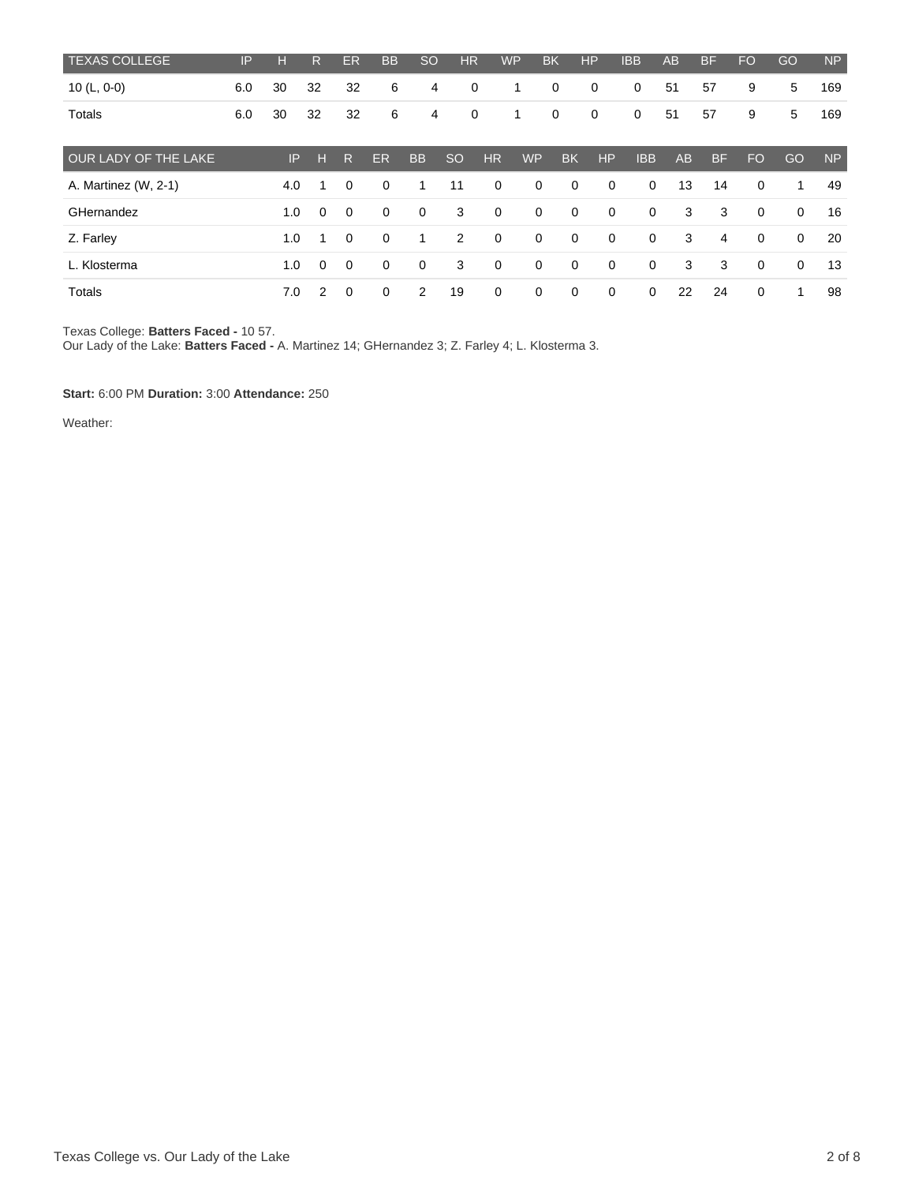| TEXAS COLLEGE | IP | H | R | ER | BB | SO | HR | WP | BK | HP | IBB | AB | BF | FO | GO | NP |
|---|---|---|---|---|---|---|---|---|---|---|---|---|---|---|---|---|
| 10 (L, 0-0) | 6.0 | 30 | 32 | 32 | 6 | 4 | 0 | 1 | 0 | 0 | 0 | 51 | 57 | 9 | 5 | 169 |
| Totals | 6.0 | 30 | 32 | 32 | 6 | 4 | 0 | 1 | 0 | 0 | 0 | 51 | 57 | 9 | 5 | 169 |

| OUR LADY OF THE LAKE | IP | H | R | ER | BB | SO | HR | WP | BK | HP | IBB | AB | BF | FO | GO | NP |
|---|---|---|---|---|---|---|---|---|---|---|---|---|---|---|---|---|
| A. Martinez (W, 2-1) | 4.0 | 1 | 0 | 0 | 1 | 11 | 0 | 0 | 0 | 0 | 0 | 13 | 14 | 0 | 1 | 49 |
| GHernandez | 1.0 | 0 | 0 | 0 | 0 | 3 | 0 | 0 | 0 | 0 | 0 | 3 | 3 | 0 | 0 | 16 |
| Z. Farley | 1.0 | 1 | 0 | 0 | 1 | 2 | 0 | 0 | 0 | 0 | 0 | 3 | 4 | 0 | 0 | 20 |
| L. Klosterma | 1.0 | 0 | 0 | 0 | 0 | 3 | 0 | 0 | 0 | 0 | 0 | 3 | 3 | 0 | 0 | 13 |
| Totals | 7.0 | 2 | 0 | 0 | 2 | 19 | 0 | 0 | 0 | 0 | 0 | 22 | 24 | 0 | 1 | 98 |

Texas College: **Batters Faced -** 10 57.
Our Lady of the Lake: **Batters Faced -** A. Martinez 14; GHernandez 3; Z. Farley 4; L. Klosterma 3.

**Start:** 6:00 PM **Duration:** 3:00 **Attendance:** 250

Weather: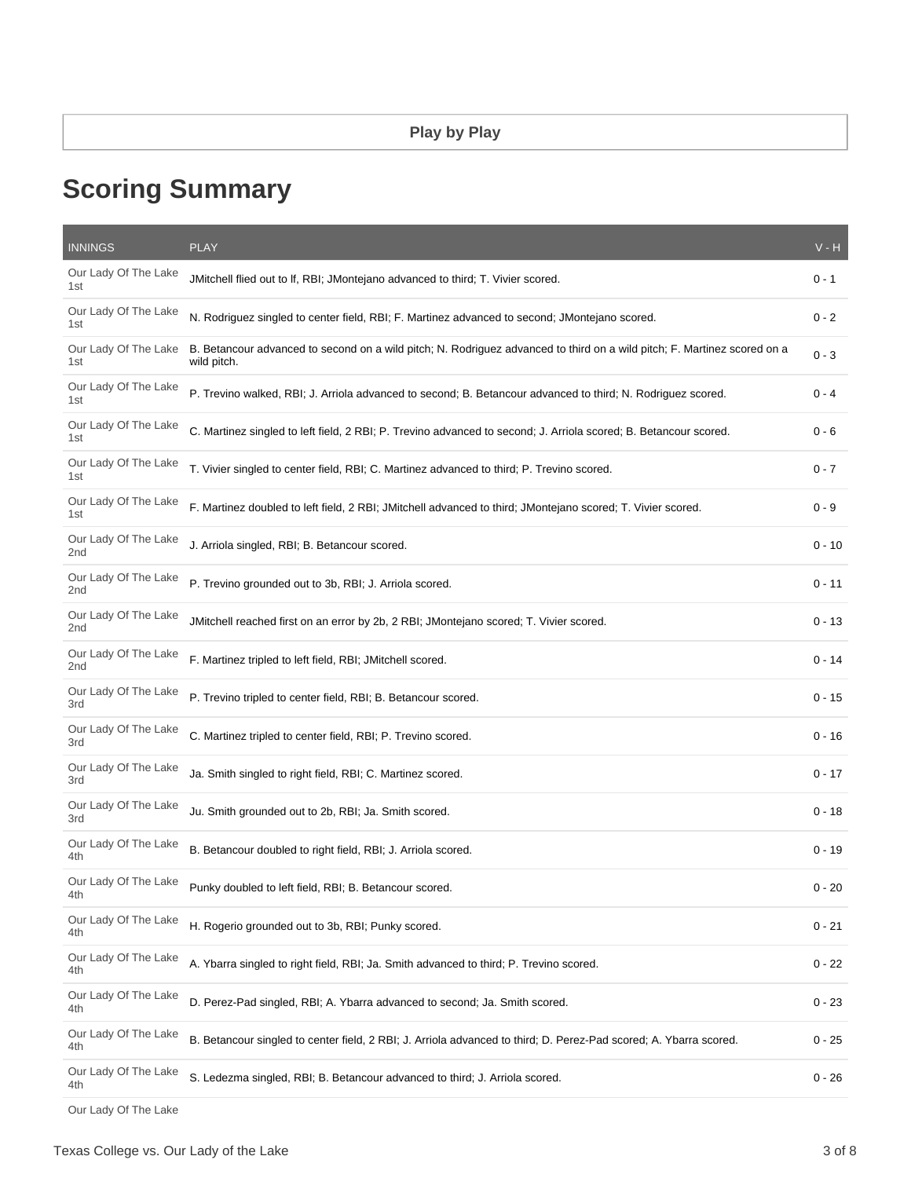**Play by Play**

## Scoring Summary

| INNINGS | PLAY | V - H |
| --- | --- | --- |
| Our Lady Of The Lake 1st | JMitchell flied out to lf, RBI; JMontejano advanced to third; T. Vivier scored. | 0 - 1 |
| Our Lady Of The Lake 1st | N. Rodriguez singled to center field, RBI; F. Martinez advanced to second; JMontejano scored. | 0 - 2 |
| Our Lady Of The Lake 1st | B. Betancour advanced to second on a wild pitch; N. Rodriguez advanced to third on a wild pitch; F. Martinez scored on a wild pitch. | 0 - 3 |
| Our Lady Of The Lake 1st | P. Trevino walked, RBI; J. Arriola advanced to second; B. Betancour advanced to third; N. Rodriguez scored. | 0 - 4 |
| Our Lady Of The Lake 1st | C. Martinez singled to left field, 2 RBI; P. Trevino advanced to second; J. Arriola scored; B. Betancour scored. | 0 - 6 |
| Our Lady Of The Lake 1st | T. Vivier singled to center field, RBI; C. Martinez advanced to third; P. Trevino scored. | 0 - 7 |
| Our Lady Of The Lake 1st | F. Martinez doubled to left field, 2 RBI; JMitchell advanced to third; JMontejano scored; T. Vivier scored. | 0 - 9 |
| Our Lady Of The Lake 2nd | J. Arriola singled, RBI; B. Betancour scored. | 0 - 10 |
| Our Lady Of The Lake 2nd | P. Trevino grounded out to 3b, RBI; J. Arriola scored. | 0 - 11 |
| Our Lady Of The Lake 2nd | JMitchell reached first on an error by 2b, 2 RBI; JMontejano scored; T. Vivier scored. | 0 - 13 |
| Our Lady Of The Lake 2nd | F. Martinez tripled to left field, RBI; JMitchell scored. | 0 - 14 |
| Our Lady Of The Lake 3rd | P. Trevino tripled to center field, RBI; B. Betancour scored. | 0 - 15 |
| Our Lady Of The Lake 3rd | C. Martinez tripled to center field, RBI; P. Trevino scored. | 0 - 16 |
| Our Lady Of The Lake 3rd | Ja. Smith singled to right field, RBI; C. Martinez scored. | 0 - 17 |
| Our Lady Of The Lake 3rd | Ju. Smith grounded out to 2b, RBI; Ja. Smith scored. | 0 - 18 |
| Our Lady Of The Lake 4th | B. Betancour doubled to right field, RBI; J. Arriola scored. | 0 - 19 |
| Our Lady Of The Lake 4th | Punky doubled to left field, RBI; B. Betancour scored. | 0 - 20 |
| Our Lady Of The Lake 4th | H. Rogerio grounded out to 3b, RBI; Punky scored. | 0 - 21 |
| Our Lady Of The Lake 4th | A. Ybarra singled to right field, RBI; Ja. Smith advanced to third; P. Trevino scored. | 0 - 22 |
| Our Lady Of The Lake 4th | D. Perez-Pad singled, RBI; A. Ybarra advanced to second; Ja. Smith scored. | 0 - 23 |
| Our Lady Of The Lake 4th | B. Betancour singled to center field, 2 RBI; J. Arriola advanced to third; D. Perez-Pad scored; A. Ybarra scored. | 0 - 25 |
| Our Lady Of The Lake 4th | S. Ledezma singled, RBI; B. Betancour advanced to third; J. Arriola scored. | 0 - 26 |
| Our Lady Of The Lake | | |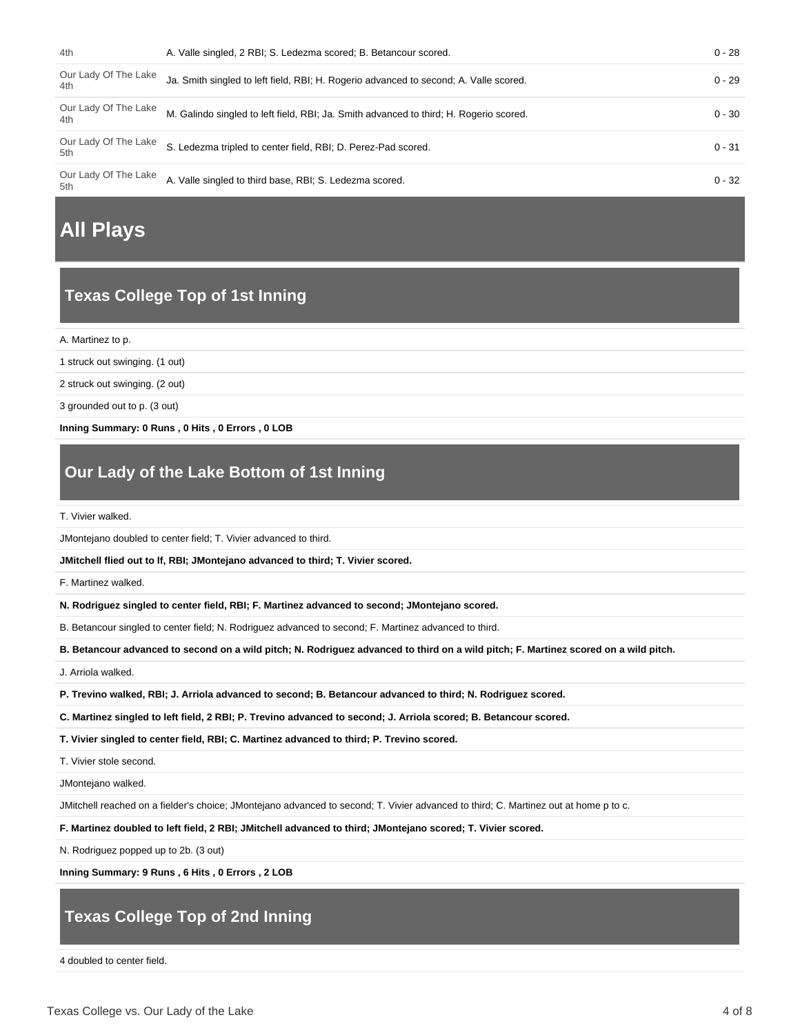| | | |
|---|---|---|
| 4th | A. Valle singled, 2 RBI; S. Ledezma scored; B. Betancour scored. | 0 - 28 |
| Our Lady Of The Lake 4th | Ja. Smith singled to left field, RBI; H. Rogerio advanced to second; A. Valle scored. | 0 - 29 |
| Our Lady Of The Lake 4th | M. Galindo singled to left field, RBI; Ja. Smith advanced to third; H. Rogerio scored. | 0 - 30 |
| Our Lady Of The Lake 5th | S. Ledezma tripled to center field, RBI; D. Perez-Pad scored. | 0 - 31 |
| Our Lady Of The Lake 5th | A. Valle singled to third base, RBI; S. Ledezma scored. | 0 - 32 |

# All Plays

## Texas College Top of 1st Inning

A. Martinez to p.

1 struck out swinging. (1 out)

2 struck out swinging. (2 out)

3 grounded out to p. (3 out)

**Inning Summary: 0 Runs , 0 Hits , 0 Errors , 0 LOB**

## Our Lady of the Lake Bottom of 1st Inning

T. Vivier walked.

JMontejano doubled to center field; T. Vivier advanced to third.

**JMitchell flied out to lf, RBI; JMontejano advanced to third; T. Vivier scored.**

F. Martinez walked.

**N. Rodriguez singled to center field, RBI; F. Martinez advanced to second; JMontejano scored.**

B. Betancour singled to center field; N. Rodriguez advanced to second; F. Martinez advanced to third.

**B. Betancour advanced to second on a wild pitch; N. Rodriguez advanced to third on a wild pitch; F. Martinez scored on a wild pitch.**

J. Arriola walked.

**P. Trevino walked, RBI; J. Arriola advanced to second; B. Betancour advanced to third; N. Rodriguez scored.**

**C. Martinez singled to left field, 2 RBI; P. Trevino advanced to second; J. Arriola scored; B. Betancour scored.**

**T. Vivier singled to center field, RBI; C. Martinez advanced to third; P. Trevino scored.**

T. Vivier stole second.

JMontejano walked.

JMitchell reached on a fielder's choice; JMontejano advanced to second; T. Vivier advanced to third; C. Martinez out at home p to c.

**F. Martinez doubled to left field, 2 RBI; JMitchell advanced to third; JMontejano scored; T. Vivier scored.**

N. Rodriguez popped up to 2b. (3 out)

**Inning Summary: 9 Runs , 6 Hits , 0 Errors , 2 LOB**

## Texas College Top of 2nd Inning

4 doubled to center field.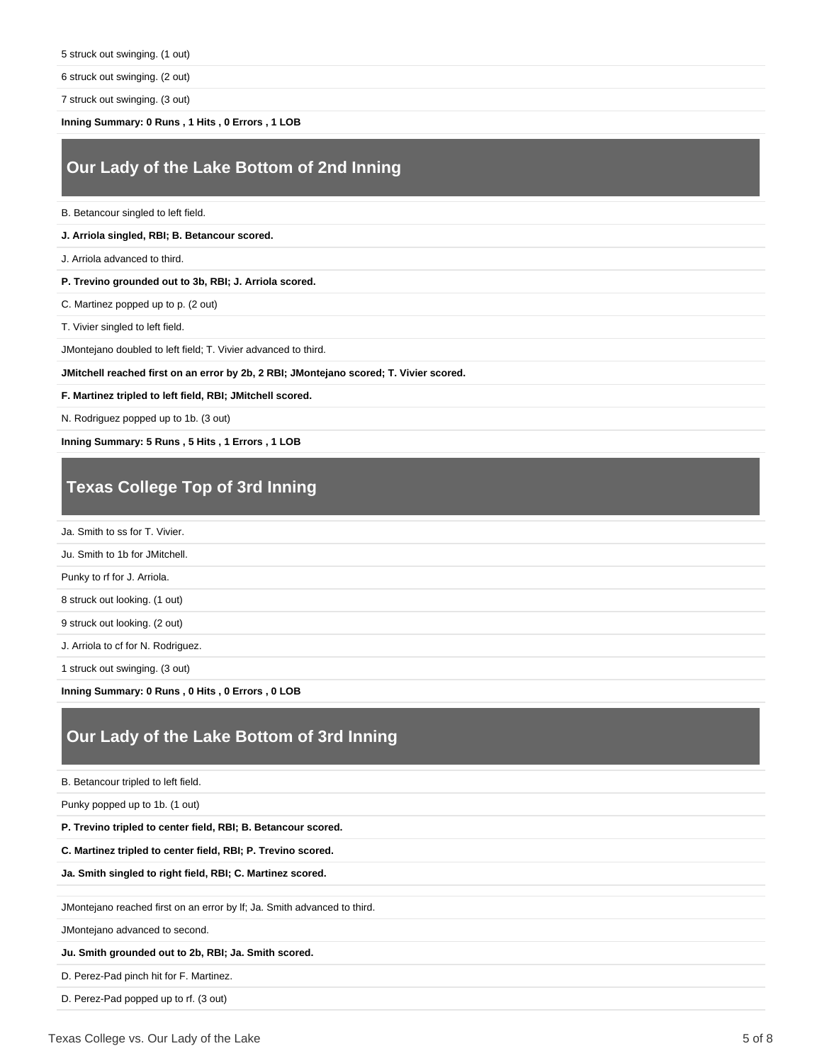5 struck out swinging. (1 out)

6 struck out swinging. (2 out)

7 struck out swinging. (3 out)

**Inning Summary: 0 Runs , 1 Hits , 0 Errors , 1 LOB**

## Our Lady of the Lake Bottom of 2nd Inning

B. Betancour singled to left field.

**J. Arriola singled, RBI; B. Betancour scored.**

J. Arriola advanced to third.

**P. Trevino grounded out to 3b, RBI; J. Arriola scored.**

C. Martinez popped up to p. (2 out)

T. Vivier singled to left field.

JMontejano doubled to left field; T. Vivier advanced to third.

**JMitchell reached first on an error by 2b, 2 RBI; JMontejano scored; T. Vivier scored.**

**F. Martinez tripled to left field, RBI; JMitchell scored.**

N. Rodriguez popped up to 1b. (3 out)

**Inning Summary: 5 Runs , 5 Hits , 1 Errors , 1 LOB**

## Texas College Top of 3rd Inning

Ja. Smith to ss for T. Vivier.

Ju. Smith to 1b for JMitchell.

Punky to rf for J. Arriola.

8 struck out looking. (1 out)

9 struck out looking. (2 out)

J. Arriola to cf for N. Rodriguez.

1 struck out swinging. (3 out)

**Inning Summary: 0 Runs , 0 Hits , 0 Errors , 0 LOB**

## Our Lady of the Lake Bottom of 3rd Inning

B. Betancour tripled to left field.

Punky popped up to 1b. (1 out)

**P. Trevino tripled to center field, RBI; B. Betancour scored.**

**C. Martinez tripled to center field, RBI; P. Trevino scored.**

**Ja. Smith singled to right field, RBI; C. Martinez scored.**

JMontejano reached first on an error by lf; Ja. Smith advanced to third.

JMontejano advanced to second.

**Ju. Smith grounded out to 2b, RBI; Ja. Smith scored.**

D. Perez-Pad pinch hit for F. Martinez.

D. Perez-Pad popped up to rf. (3 out)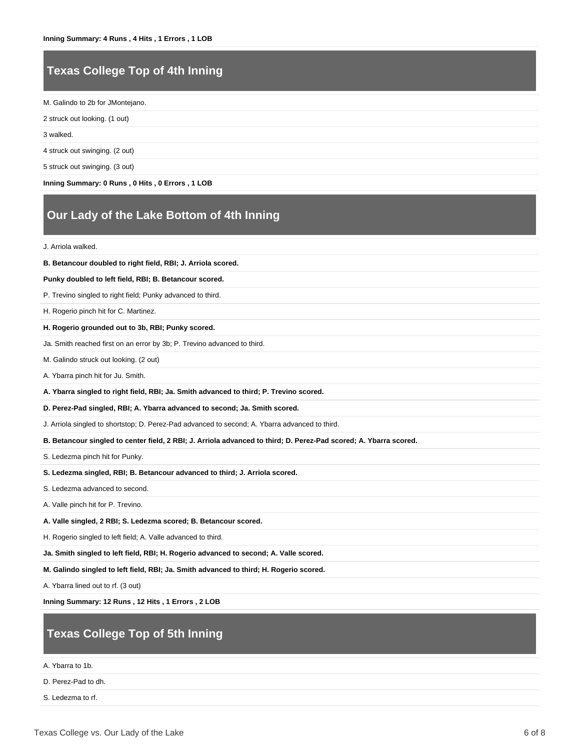**Inning Summary: 4 Runs , 4 Hits , 1 Errors , 1 LOB**

## Texas College Top of 4th Inning

M. Galindo to 2b for JMontejano.

2 struck out looking. (1 out)

3 walked.

4 struck out swinging. (2 out)

5 struck out swinging. (3 out)

**Inning Summary: 0 Runs , 0 Hits , 0 Errors , 1 LOB**

## Our Lady of the Lake Bottom of 4th Inning

J. Arriola walked.

**B. Betancour doubled to right field, RBI; J. Arriola scored.**

**Punky doubled to left field, RBI; B. Betancour scored.**

P. Trevino singled to right field; Punky advanced to third.

H. Rogerio pinch hit for C. Martinez.

**H. Rogerio grounded out to 3b, RBI; Punky scored.**

Ja. Smith reached first on an error by 3b; P. Trevino advanced to third.

M. Galindo struck out looking. (2 out)

A. Ybarra pinch hit for Ju. Smith.

**A. Ybarra singled to right field, RBI; Ja. Smith advanced to third; P. Trevino scored.**

**D. Perez-Pad singled, RBI; A. Ybarra advanced to second; Ja. Smith scored.**

J. Arriola singled to shortstop; D. Perez-Pad advanced to second; A. Ybarra advanced to third.

**B. Betancour singled to center field, 2 RBI; J. Arriola advanced to third; D. Perez-Pad scored; A. Ybarra scored.**

S. Ledezma pinch hit for Punky.

**S. Ledezma singled, RBI; B. Betancour advanced to third; J. Arriola scored.**

S. Ledezma advanced to second.

A. Valle pinch hit for P. Trevino.

**A. Valle singled, 2 RBI; S. Ledezma scored; B. Betancour scored.**

H. Rogerio singled to left field; A. Valle advanced to third.

**Ja. Smith singled to left field, RBI; H. Rogerio advanced to second; A. Valle scored.**

**M. Galindo singled to left field, RBI; Ja. Smith advanced to third; H. Rogerio scored.**

A. Ybarra lined out to rf. (3 out)

**Inning Summary: 12 Runs , 12 Hits , 1 Errors , 2 LOB**

## Texas College Top of 5th Inning

A. Ybarra to 1b.

D. Perez-Pad to dh.

S. Ledezma to rf.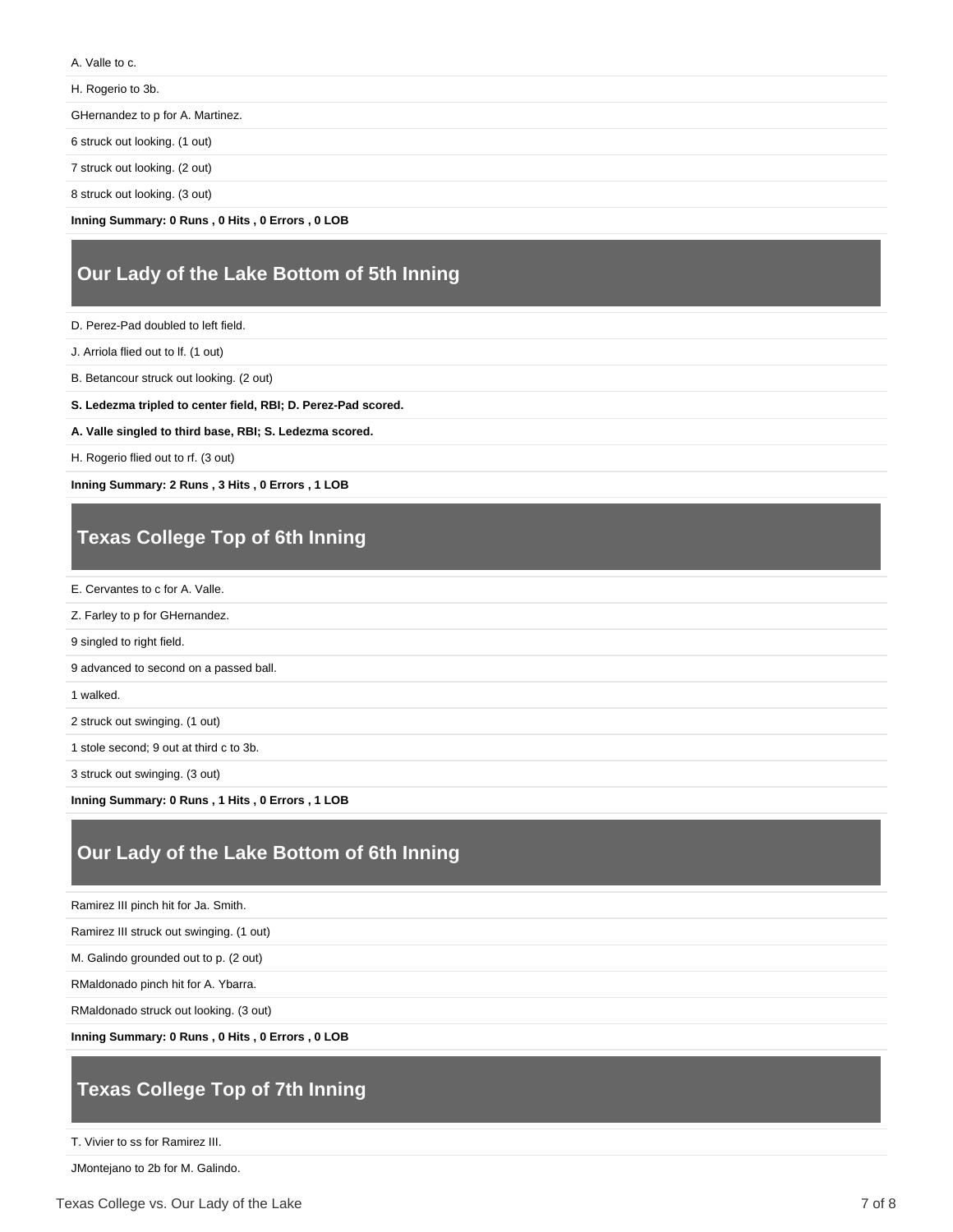A. Valle to c.

H. Rogerio to 3b.

GHernandez to p for A. Martinez.

6 struck out looking. (1 out)

7 struck out looking. (2 out)

8 struck out looking. (3 out)

**Inning Summary: 0 Runs , 0 Hits , 0 Errors , 0 LOB**

## Our Lady of the Lake Bottom of 5th Inning

D. Perez-Pad doubled to left field.

J. Arriola flied out to lf. (1 out)

B. Betancour struck out looking. (2 out)

**S. Ledezma tripled to center field, RBI; D. Perez-Pad scored.**

**A. Valle singled to third base, RBI; S. Ledezma scored.**

H. Rogerio flied out to rf. (3 out)

**Inning Summary: 2 Runs , 3 Hits , 0 Errors , 1 LOB**

## Texas College Top of 6th Inning

E. Cervantes to c for A. Valle.

Z. Farley to p for GHernandez.

9 singled to right field.

9 advanced to second on a passed ball.

1 walked.

2 struck out swinging. (1 out)

1 stole second; 9 out at third c to 3b.

3 struck out swinging. (3 out)

**Inning Summary: 0 Runs , 1 Hits , 0 Errors , 1 LOB**

## Our Lady of the Lake Bottom of 6th Inning

Ramirez III pinch hit for Ja. Smith.

Ramirez III struck out swinging. (1 out)

M. Galindo grounded out to p. (2 out)

RMaldonado pinch hit for A. Ybarra.

RMaldonado struck out looking. (3 out)

**Inning Summary: 0 Runs , 0 Hits , 0 Errors , 0 LOB**

## Texas College Top of 7th Inning

T. Vivier to ss for Ramirez III.

JMontejano to 2b for M. Galindo.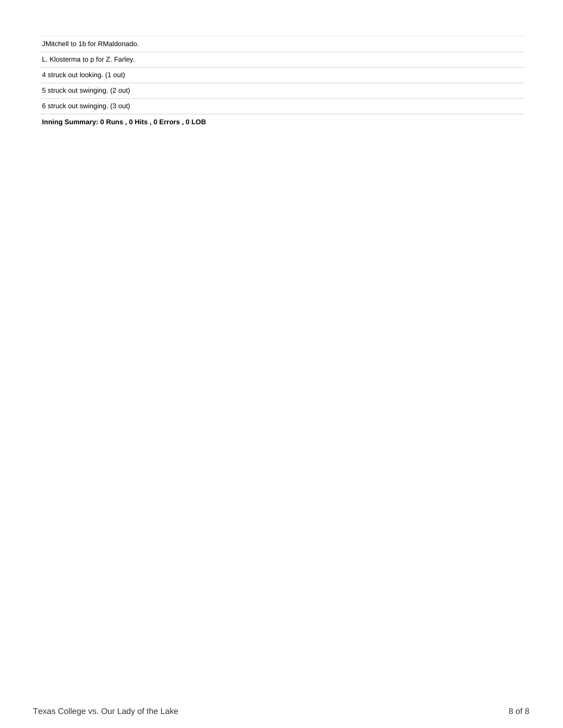JMitchell to 1b for RMaldonado.

L. Klosterma to p for Z. Farley.

4 struck out looking. (1 out)

5 struck out swinging. (2 out)

6 struck out swinging. (3 out)

**Inning Summary: 0 Runs , 0 Hits , 0 Errors , 0 LOB**